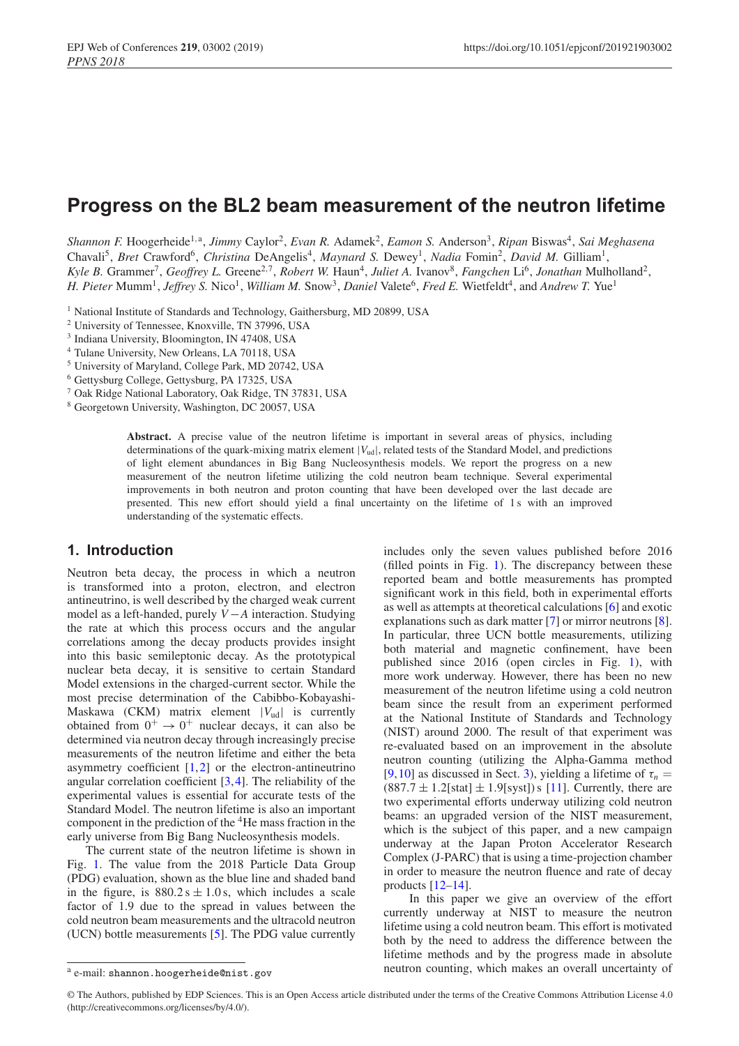# Progress on the BL2 beam measurement of the neutron lifetime

*Shannon F.* Hoogerheide[1,a], *Jimmy* Caylor[2], *Evan R.* Adamek[2], *Eamon S.* Anderson[3], *Ripan* Biswas[4], *Sai Meghasena* Chavali[5], *Bret* Crawford[6], *Christina* DeAngelis[4], *Maynard S.* Dewey[1], *Nadia* Fomin[2], *David M.* Gilliam[1], *Kyle B.* Grammer[7], *Geoffrey L.* Greene[2,7], *Robert W.* Haun[4], *Juliet A.* Ivanov[8], *Fangchen* Li[6], *Jonathan* Mulholland[2], *H. Pieter* Mumm[1], *Jeffrey S.* Nico[1], *William M.* Snow[3], *Daniel* Valete[6], *Fred E.* Wietfeldt[4], and *Andrew T.* Yue[1]

[1] National Institute of Standards and Technology, Gaithersburg, MD 20899, USA
[2] University of Tennessee, Knoxville, TN 37996, USA
[3] Indiana University, Bloomington, IN 47408, USA
[4] Tulane University, New Orleans, LA 70118, USA
[5] University of Maryland, College Park, MD 20742, USA
[6] Gettysburg College, Gettysburg, PA 17325, USA
[7] Oak Ridge National Laboratory, Oak Ridge, TN 37831, USA
[8] Georgetown University, Washington, DC 20057, USA

**Abstract.** A precise value of the neutron lifetime is important in several areas of physics, including determinations of the quark-mixing matrix element $|V_{ud}|$, related tests of the Standard Model, and predictions of light element abundances in Big Bang Nucleosynthesis models. We report the progress on a new measurement of the neutron lifetime utilizing the cold neutron beam technique. Several experimental improvements in both neutron and proton counting that have been developed over the last decade are presented. This new effort should yield a final uncertainty on the lifetime of 1 s with an improved understanding of the systematic effects.

## 1. Introduction

Neutron beta decay, the process in which a neutron is transformed into a proton, electron, and electron antineutrino, is well described by the charged weak current model as a left-handed, purely $V-A$ interaction. Studying the rate at which this process occurs and the angular correlations among the decay products provides insight into this basic semileptonic decay. As the prototypical nuclear beta decay, it is sensitive to certain Standard Model extensions in the charged-current sector. While the most precise determination of the Cabibbo-Kobayashi-Maskawa (CKM) matrix element $|V_{ud}|$ is currently obtained from $0^+ \rightarrow 0^+$ nuclear decays, it can also be determined via neutron decay through increasingly precise measurements of the neutron lifetime and either the beta asymmetry coefficient [1,2] or the electron-antineutrino angular correlation coefficient [3,4]. The reliability of the experimental values is essential for accurate tests of the Standard Model. The neutron lifetime is also an important component in the prediction of the $^4$He mass fraction in the early universe from Big Bang Nucleosynthesis models.

The current state of the neutron lifetime is shown in Fig. 1. The value from the 2018 Particle Data Group (PDG) evaluation, shown as the blue line and shaded band in the figure, is $880.2\,\text{s} \pm 1.0\,\text{s}$, which includes a scale factor of 1.9 due to the spread in values between the cold neutron beam measurements and the ultracold neutron (UCN) bottle measurements [5]. The PDG value currently includes only the seven values published before 2016 (filled points in Fig. 1). The discrepancy between these reported beam and bottle measurements has prompted significant work in this field, both in experimental efforts as well as attempts at theoretical calculations [6] and exotic explanations such as dark matter [7] or mirror neutrons [8]. In particular, three UCN bottle measurements, utilizing both material and magnetic confinement, have been published since 2016 (open circles in Fig. 1), with more work underway. However, there has been no new measurement of the neutron lifetime using a cold neutron beam since the result from an experiment performed at the National Institute of Standards and Technology (NIST) around 2000. The result of that experiment was re-evaluated based on an improvement in the absolute neutron counting (utilizing the Alpha-Gamma method [9,10] as discussed in Sect. 3), yielding a lifetime of $\tau_n = (887.7 \pm 1.2[\text{stat}] \pm 1.9[\text{syst}])\,\text{s}$ [11]. Currently, there are two experimental efforts underway utilizing cold neutron beams: an upgraded version of the NIST measurement, which is the subject of this paper, and a new campaign underway at the Japan Proton Accelerator Research Complex (J-PARC) that is using a time-projection chamber in order to measure the neutron fluence and rate of decay products [12–14].

In this paper we give an overview of the effort currently underway at NIST to measure the neutron lifetime using a cold neutron beam. This effort is motivated both by the need to address the difference between the lifetime methods and by the progress made in absolute neutron counting, which makes an overall uncertainty of

[a] e-mail: shannon.hoogerheide@nist.gov

© The Authors, published by EDP Sciences. This is an Open Access article distributed under the terms of the Creative Commons Attribution License 4.0 (http://creativecommons.org/licenses/by/4.0/).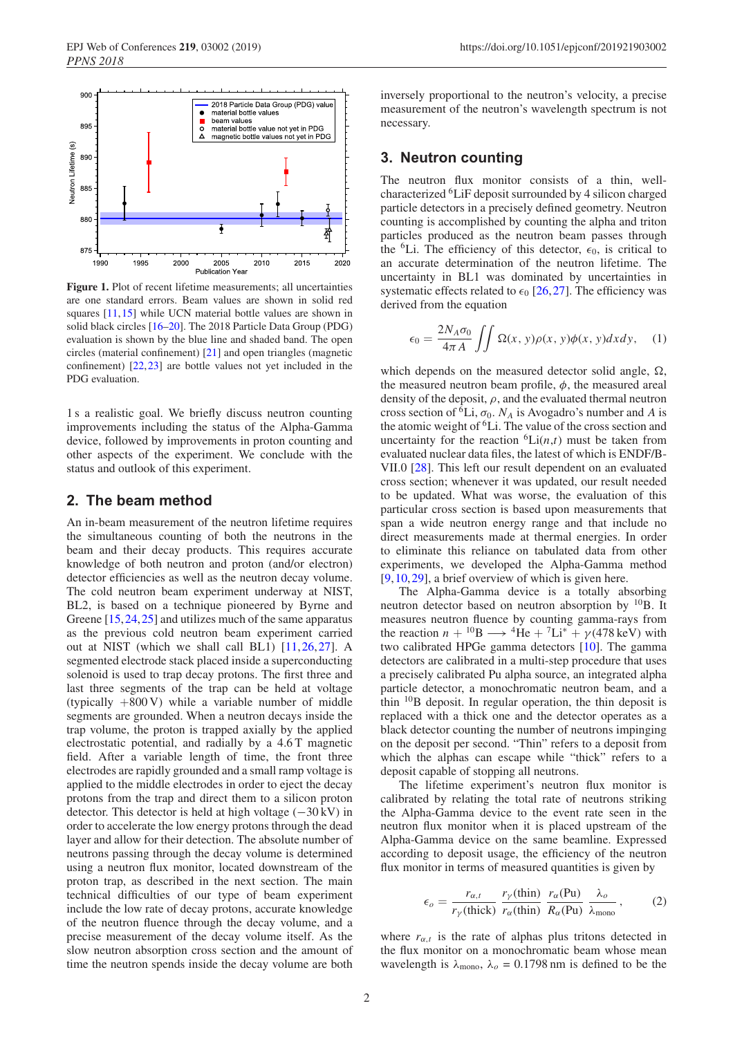Figure 1. Plot of recent lifetime measurements; all uncertainties are one standard errors. Beam values are shown in solid red squares [11, 15] while UCN material bottle values are shown in solid black circles [16–20]. The 2018 Particle Data Group (PDG) evaluation is shown by the blue line and shaded band. The open circles (material confinement) [21] and open triangles (magnetic confinement) [22, 23] are bottle values not yet included in the PDG evaluation.

1 s a realistic goal. We briefly discuss neutron counting improvements including the status of the Alpha-Gamma device, followed by improvements in proton counting and other aspects of the experiment. We conclude with the status and outlook of this experiment.

## 2. The beam method

An in-beam measurement of the neutron lifetime requires the simultaneous counting of both the neutrons in the beam and their decay products. This requires accurate knowledge of both neutron and proton (and/or electron) detector efficiencies as well as the neutron decay volume. The cold neutron beam experiment underway at NIST, BL2, is based on a technique pioneered by Byrne and Greene [15, 24, 25] and utilizes much of the same apparatus as the previous cold neutron beam experiment carried out at NIST (which we shall call BL1) [11, 26, 27]. A segmented electrode stack placed inside a superconducting solenoid is used to trap decay protons. The first three and last three segments of the trap can be held at voltage (typically +800 V) while a variable number of middle segments are grounded. When a neutron decays inside the trap volume, the proton is trapped axially by the applied electrostatic potential, and radially by a 4.6 T magnetic field. After a variable length of time, the front three electrodes are rapidly grounded and a small ramp voltage is applied to the middle electrodes in order to eject the decay protons from the trap and direct them to a silicon proton detector. This detector is held at high voltage (−30 kV) in order to accelerate the low energy protons through the dead layer and allow for their detection. The absolute number of neutrons passing through the decay volume is determined using a neutron flux monitor, located downstream of the proton trap, as described in the next section. The main technical difficulties of our type of beam experiment include the low rate of decay protons, accurate knowledge of the neutron fluence through the decay volume, and a precise measurement of the decay volume itself. As the slow neutron absorption cross section and the amount of time the neutron spends inside the decay volume are both inversely proportional to the neutron's velocity, a precise measurement of the neutron's wavelength spectrum is not necessary.

## 3. Neutron counting

The neutron flux monitor consists of a thin, well-characterized $^6$LiF deposit surrounded by 4 silicon charged particle detectors in a precisely defined geometry. Neutron counting is accomplished by counting the alpha and triton particles produced as the neutron beam passes through the $^6$Li. The efficiency of this detector, $\epsilon_0$, is critical to an accurate determination of the neutron lifetime. The uncertainty in BL1 was dominated by uncertainties in systematic effects related to $\epsilon_0$ [26, 27]. The efficiency was derived from the equation

$$\epsilon_0 = \frac{2N_A\sigma_0}{4\pi A}\iint \Omega(x,y)\rho(x,y)\phi(x,y)dxdy, \quad (1)$$

which depends on the measured detector solid angle, $\Omega$, the measured neutron beam profile, $\phi$, the measured areal density of the deposit, $\rho$, and the evaluated thermal neutron cross section of $^6$Li, $\sigma_0$. $N_A$ is Avogadro's number and $A$ is the atomic weight of $^6$Li. The value of the cross section and uncertainty for the reaction $^6$Li$(n,t)$ must be taken from evaluated nuclear data files, the latest of which is ENDF/B-VII.0 [28]. This left our result dependent on an evaluated cross section; whenever it was updated, our result needed to be updated. What was worse, the evaluation of this particular cross section is based upon measurements that span a wide neutron energy range and that include no direct measurements made at thermal energies. In order to eliminate this reliance on tabulated data from other experiments, we developed the Alpha-Gamma method [9, 10, 29], a brief overview of which is given here.

The Alpha-Gamma device is a totally absorbing neutron detector based on neutron absorption by $^{10}$B. It measures neutron fluence by counting gamma-rays from the reaction $n + {}^{10}\text{B} \longrightarrow {}^4\text{He} + {}^7\text{Li}^* + \gamma(478\,\text{keV})$ with two calibrated HPGe gamma detectors [10]. The gamma detectors are calibrated in a multi-step procedure that uses a precisely calibrated Pu alpha source, an integrated alpha particle detector, a monochromatic neutron beam, and a thin $^{10}$B deposit. In regular operation, the thin deposit is replaced with a thick one and the detector operates as a black detector counting the number of neutrons impinging on the deposit per second. "Thin" refers to a deposit from which the alphas can escape while "thick" refers to a deposit capable of stopping all neutrons.

The lifetime experiment's neutron flux monitor is calibrated by relating the total rate of neutrons striking the Alpha-Gamma device to the event rate seen in the neutron flux monitor when it is placed upstream of the Alpha-Gamma device on the same beamline. Expressed according to deposit usage, the efficiency of the neutron flux monitor in terms of measured quantities is given by

$$\epsilon_o = \frac{r_{\alpha,t}}{r_\gamma(\text{thick})}\,\frac{r_\gamma(\text{thin})}{r_\alpha(\text{thin})}\,\frac{r_\alpha(\text{Pu})}{R_\alpha(\text{Pu})}\,\frac{\lambda_o}{\lambda_{\text{mono}}}, \quad (2)$$

where $r_{\alpha,t}$ is the rate of alphas plus tritons detected in the flux monitor on a monochromatic beam whose mean wavelength is $\lambda_{\text{mono}}$, $\lambda_o = 0.1798$ nm is defined to be the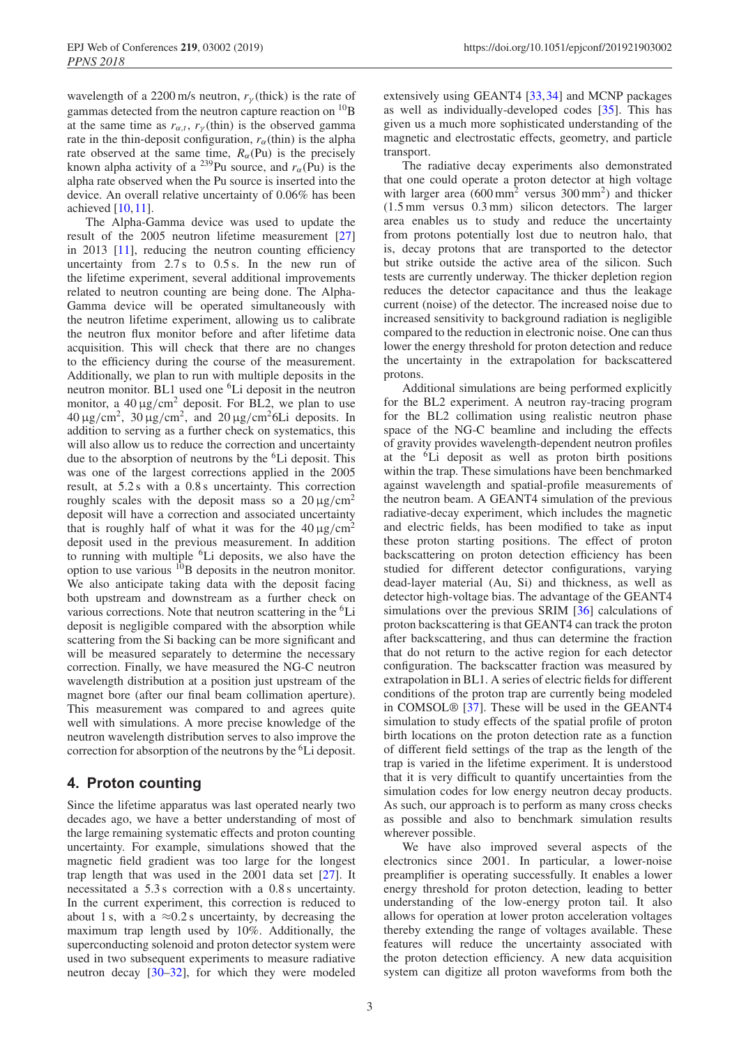wavelength of a 2200 m/s neutron, $r_\gamma$(thick) is the rate of gammas detected from the neutron capture reaction on $^{10}$B at the same time as $r_{\alpha,t}$, $r_\gamma$(thin) is the observed gamma rate in the thin-deposit configuration, $r_\alpha$(thin) is the alpha rate observed at the same time, $R_\alpha$(Pu) is the precisely known alpha activity of a $^{239}$Pu source, and $r_\alpha$(Pu) is the alpha rate observed when the Pu source is inserted into the device. An overall relative uncertainty of 0.06% has been achieved [10, 11].

The Alpha-Gamma device was used to update the result of the 2005 neutron lifetime measurement [27] in 2013 [11], reducing the neutron counting efficiency uncertainty from 2.7 s to 0.5 s. In the new run of the lifetime experiment, several additional improvements related to neutron counting are being done. The Alpha-Gamma device will be operated simultaneously with the neutron lifetime experiment, allowing us to calibrate the neutron flux monitor before and after lifetime data acquisition. This will check that there are no changes to the efficiency during the course of the measurement. Additionally, we plan to run with multiple deposits in the neutron monitor. BL1 used one $^6$Li deposit in the neutron monitor, a 40 μg/cm$^2$ deposit. For BL2, we plan to use 40 μg/cm$^2$, 30 μg/cm$^2$, and 20 μg/cm$^2$ $^6$Li deposits. In addition to serving as a further check on systematics, this will also allow us to reduce the correction and uncertainty due to the absorption of neutrons by the $^6$Li deposit. This was one of the largest corrections applied in the 2005 result, at 5.2 s with a 0.8 s uncertainty. This correction roughly scales with the deposit mass so a 20 μg/cm$^2$ deposit will have a correction and associated uncertainty that is roughly half of what it was for the 40 μg/cm$^2$ deposit used in the previous measurement. In addition to running with multiple $^6$Li deposits, we also have the option to use various $^{10}$B deposits in the neutron monitor. We also anticipate taking data with the deposit facing both upstream and downstream as a further check on various corrections. Note that neutron scattering in the $^6$Li deposit is negligible compared with the absorption while scattering from the Si backing can be more significant and will be measured separately to determine the necessary correction. Finally, we have measured the NG-C neutron wavelength distribution at a position just upstream of the magnet bore (after our final beam collimation aperture). This measurement was compared to and agrees quite well with simulations. A more precise knowledge of the neutron wavelength distribution serves to also improve the correction for absorption of the neutrons by the $^6$Li deposit.

## 4. Proton counting

Since the lifetime apparatus was last operated nearly two decades ago, we have a better understanding of most of the large remaining systematic effects and proton counting uncertainty. For example, simulations showed that the magnetic field gradient was too large for the longest trap length that was used in the 2001 data set [27]. It necessitated a 5.3 s correction with a 0.8 s uncertainty. In the current experiment, this correction is reduced to about 1 s, with a ≈0.2 s uncertainty, by decreasing the maximum trap length used by 10%. Additionally, the superconducting solenoid and proton detector system were used in two subsequent experiments to measure radiative neutron decay [30–32], for which they were modeled extensively using GEANT4 [33, 34] and MCNP packages as well as individually-developed codes [35]. This has given us a much more sophisticated understanding of the magnetic and electrostatic effects, geometry, and particle transport.

The radiative decay experiments also demonstrated that one could operate a proton detector at high voltage with larger area (600 mm$^2$ versus 300 mm$^2$) and thicker (1.5 mm versus 0.3 mm) silicon detectors. The larger area enables us to study and reduce the uncertainty from protons potentially lost due to neutron halo, that is, decay protons that are transported to the detector but strike outside the active area of the silicon. Such tests are currently underway. The thicker depletion region reduces the detector capacitance and thus the leakage current (noise) of the detector. The increased noise due to increased sensitivity to background radiation is negligible compared to the reduction in electronic noise. One can thus lower the energy threshold for proton detection and reduce the uncertainty in the extrapolation for backscattered protons.

Additional simulations are being performed explicitly for the BL2 experiment. A neutron ray-tracing program for the BL2 collimation using realistic neutron phase space of the NG-C beamline and including the effects of gravity provides wavelength-dependent neutron profiles at the $^6$Li deposit as well as proton birth positions within the trap. These simulations have been benchmarked against wavelength and spatial-profile measurements of the neutron beam. A GEANT4 simulation of the previous radiative-decay experiment, which includes the magnetic and electric fields, has been modified to take as input these proton starting positions. The effect of proton backscattering on proton detection efficiency has been studied for different detector configurations, varying dead-layer material (Au, Si) and thickness, as well as detector high-voltage bias. The advantage of the GEANT4 simulations over the previous SRIM [36] calculations of proton backscattering is that GEANT4 can track the proton after backscattering, and thus can determine the fraction that do not return to the active region for each detector configuration. The backscatter fraction was measured by extrapolation in BL1. A series of electric fields for different conditions of the proton trap are currently being modeled in COMSOL® [37]. These will be used in the GEANT4 simulation to study effects of the spatial profile of proton birth locations on the proton detection rate as a function of different field settings of the trap as the length of the trap is varied in the lifetime experiment. It is understood that it is very difficult to quantify uncertainties from the simulation codes for low energy neutron decay products. As such, our approach is to perform as many cross checks as possible and also to benchmark simulation results wherever possible.

We have also improved several aspects of the electronics since 2001. In particular, a lower-noise preamplifier is operating successfully. It enables a lower energy threshold for proton detection, leading to better understanding of the low-energy proton tail. It also allows for operation at lower proton acceleration voltages thereby extending the range of voltages available. These features will reduce the uncertainty associated with the proton detection efficiency. A new data acquisition system can digitize all proton waveforms from both the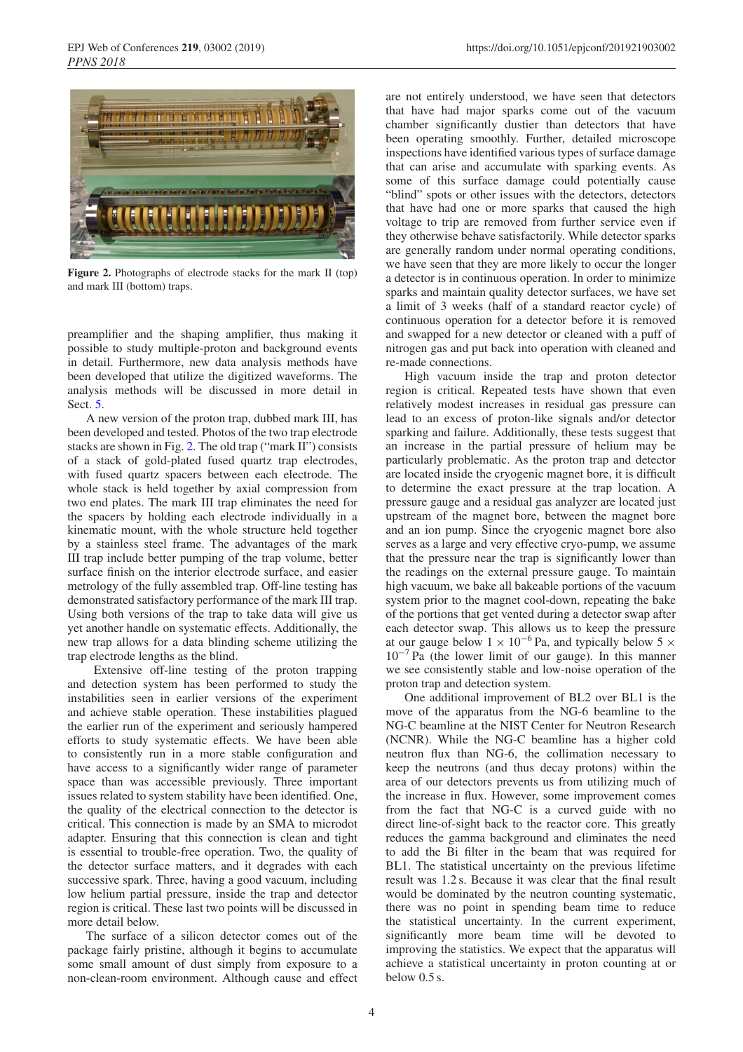**Figure 2.** Photographs of electrode stacks for the mark II (top) and mark III (bottom) traps.

preamplifier and the shaping amplifier, thus making it possible to study multiple-proton and background events in detail. Furthermore, new data analysis methods have been developed that utilize the digitized waveforms. The analysis methods will be discussed in more detail in Sect. 5.

A new version of the proton trap, dubbed mark III, has been developed and tested. Photos of the two trap electrode stacks are shown in Fig. 2. The old trap ("mark II") consists of a stack of gold-plated fused quartz trap electrodes, with fused quartz spacers between each electrode. The whole stack is held together by axial compression from two end plates. The mark III trap eliminates the need for the spacers by holding each electrode individually in a kinematic mount, with the whole structure held together by a stainless steel frame. The advantages of the mark III trap include better pumping of the trap volume, better surface finish on the interior electrode surface, and easier metrology of the fully assembled trap. Off-line testing has demonstrated satisfactory performance of the mark III trap. Using both versions of the trap to take data will give us yet another handle on systematic effects. Additionally, the new trap allows for a data blinding scheme utilizing the trap electrode lengths as the blind.

Extensive off-line testing of the proton trapping and detection system has been performed to study the instabilities seen in earlier versions of the experiment and achieve stable operation. These instabilities plagued the earlier run of the experiment and seriously hampered efforts to study systematic effects. We have been able to consistently run in a more stable configuration and have access to a significantly wider range of parameter space than was accessible previously. Three important issues related to system stability have been identified. One, the quality of the electrical connection to the detector is critical. This connection is made by an SMA to microdot adapter. Ensuring that this connection is clean and tight is essential to trouble-free operation. Two, the quality of the detector surface matters, and it degrades with each successive spark. Three, having a good vacuum, including low helium partial pressure, inside the trap and detector region is critical. These last two points will be discussed in more detail below.

The surface of a silicon detector comes out of the package fairly pristine, although it begins to accumulate some small amount of dust simply from exposure to a non-clean-room environment. Although cause and effect are not entirely understood, we have seen that detectors that have had major sparks come out of the vacuum chamber significantly dustier than detectors that have been operating smoothly. Further, detailed microscope inspections have identified various types of surface damage that can arise and accumulate with sparking events. As some of this surface damage could potentially cause "blind" spots or other issues with the detectors, detectors that have had one or more sparks that caused the high voltage to trip are removed from further service even if they otherwise behave satisfactorily. While detector sparks are generally random under normal operating conditions, we have seen that they are more likely to occur the longer a detector is in continuous operation. In order to minimize sparks and maintain quality detector surfaces, we have set a limit of 3 weeks (half of a standard reactor cycle) of continuous operation for a detector before it is removed and swapped for a new detector or cleaned with a puff of nitrogen gas and put back into operation with cleaned and re-made connections.

High vacuum inside the trap and proton detector region is critical. Repeated tests have shown that even relatively modest increases in residual gas pressure can lead to an excess of proton-like signals and/or detector sparking and failure. Additionally, these tests suggest that an increase in the partial pressure of helium may be particularly problematic. As the proton trap and detector are located inside the cryogenic magnet bore, it is difficult to determine the exact pressure at the trap location. A pressure gauge and a residual gas analyzer are located just upstream of the magnet bore, between the magnet bore and an ion pump. Since the cryogenic magnet bore also serves as a large and very effective cryo-pump, we assume that the pressure near the trap is significantly lower than the readings on the external pressure gauge. To maintain high vacuum, we bake all bakeable portions of the vacuum system prior to the magnet cool-down, repeating the bake of the portions that get vented during a detector swap after each detector swap. This allows us to keep the pressure at our gauge below $1 \times 10^{-6}$ Pa, and typically below $5 \times 10^{-7}$ Pa (the lower limit of our gauge). In this manner we see consistently stable and low-noise operation of the proton trap and detection system.

One additional improvement of BL2 over BL1 is the move of the apparatus from the NG-6 beamline to the NG-C beamline at the NIST Center for Neutron Research (NCNR). While the NG-C beamline has a higher cold neutron flux than NG-6, the collimation necessary to keep the neutrons (and thus decay protons) within the area of our detectors prevents us from utilizing much of the increase in flux. However, some improvement comes from the fact that NG-C is a curved guide with no direct line-of-sight back to the reactor core. This greatly reduces the gamma background and eliminates the need to add the Bi filter in the beam that was required for BL1. The statistical uncertainty on the previous lifetime result was 1.2 s. Because it was clear that the final result would be dominated by the neutron counting systematic, there was no point in spending beam time to reduce the statistical uncertainty. In the current experiment, significantly more beam time will be devoted to improving the statistics. We expect that the apparatus will achieve a statistical uncertainty in proton counting at or below 0.5 s.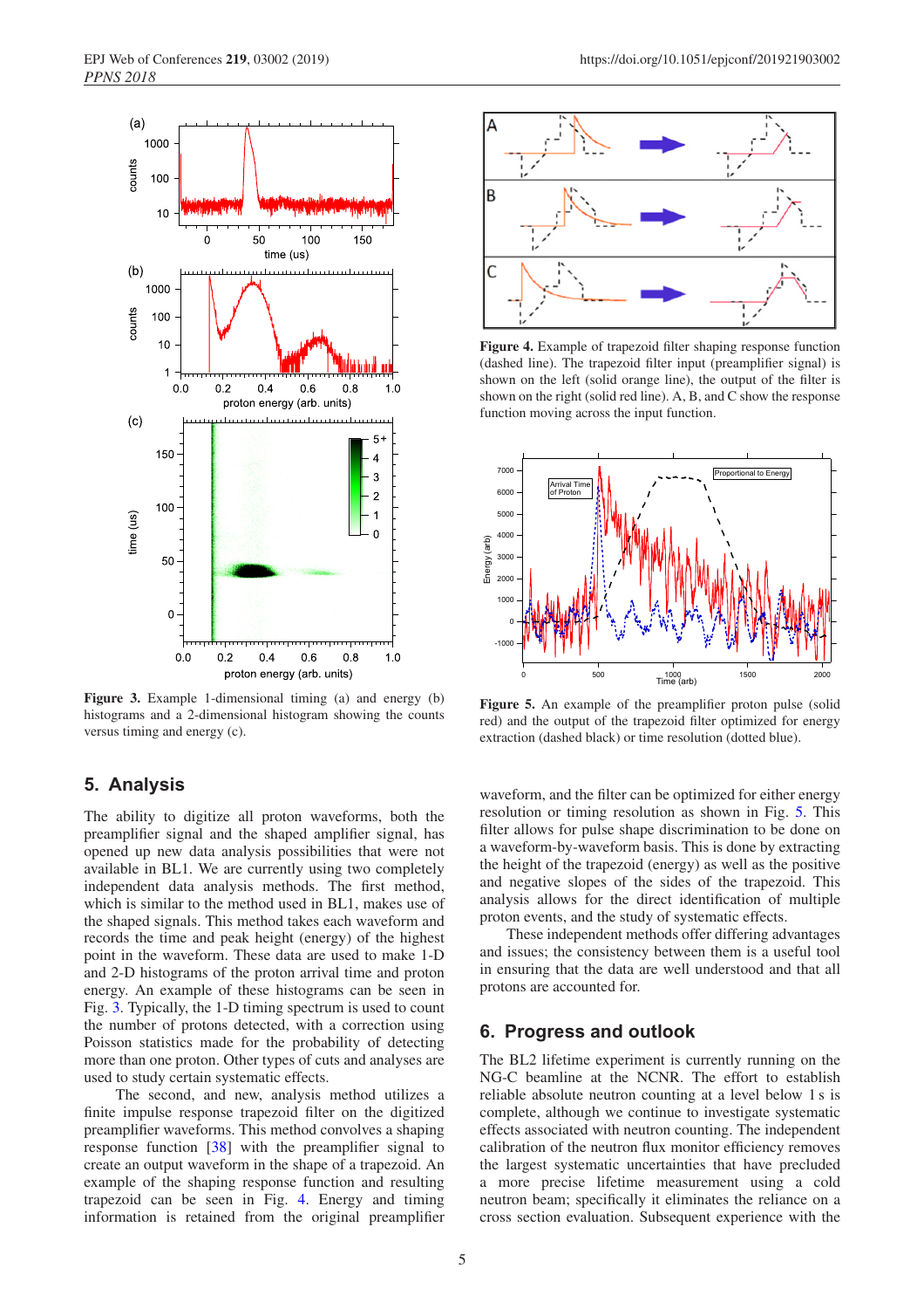Figure 3. Example 1-dimensional timing (a) and energy (b) histograms and a 2-dimensional histogram showing the counts versus timing and energy (c).

Figure 4. Example of trapezoid filter shaping response function (dashed line). The trapezoid filter input (preamplifier signal) is shown on the left (solid orange line), the output of the filter is shown on the right (solid red line). A, B, and C show the response function moving across the input function.

Figure 5. An example of the preamplifier proton pulse (solid red) and the output of the trapezoid filter optimized for energy extraction (dashed black) or time resolution (dotted blue).

## 5. Analysis

The ability to digitize all proton waveforms, both the preamplifier signal and the shaped amplifier signal, has opened up new data analysis possibilities that were not available in BL1. We are currently using two completely independent data analysis methods. The first method, which is similar to the method used in BL1, makes use of the shaped signals. This method takes each waveform and records the time and peak height (energy) of the highest point in the waveform. These data are used to make 1-D and 2-D histograms of the proton arrival time and proton energy. An example of these histograms can be seen in Fig. 3. Typically, the 1-D timing spectrum is used to count the number of protons detected, with a correction using Poisson statistics made for the probability of detecting more than one proton. Other types of cuts and analyses are used to study certain systematic effects.

The second, and new, analysis method utilizes a finite impulse response trapezoid filter on the digitized preamplifier waveforms. This method convolves a shaping response function [38] with the preamplifier signal to create an output waveform in the shape of a trapezoid. An example of the shaping response function and resulting trapezoid can be seen in Fig. 4. Energy and timing information is retained from the original preamplifier waveform, and the filter can be optimized for either energy resolution or timing resolution as shown in Fig. 5. This filter allows for pulse shape discrimination to be done on a waveform-by-waveform basis. This is done by extracting the height of the trapezoid (energy) as well as the positive and negative slopes of the sides of the trapezoid. This analysis allows for the direct identification of multiple proton events, and the study of systematic effects.

These independent methods offer differing advantages and issues; the consistency between them is a useful tool in ensuring that the data are well understood and that all protons are accounted for.

## 6. Progress and outlook

The BL2 lifetime experiment is currently running on the NG-C beamline at the NCNR. The effort to establish reliable absolute neutron counting at a level below 1 s is complete, although we continue to investigate systematic effects associated with neutron counting. The independent calibration of the neutron flux monitor efficiency removes the largest systematic uncertainties that have precluded a more precise lifetime measurement using a cold neutron beam; specifically it eliminates the reliance on a cross section evaluation. Subsequent experience with the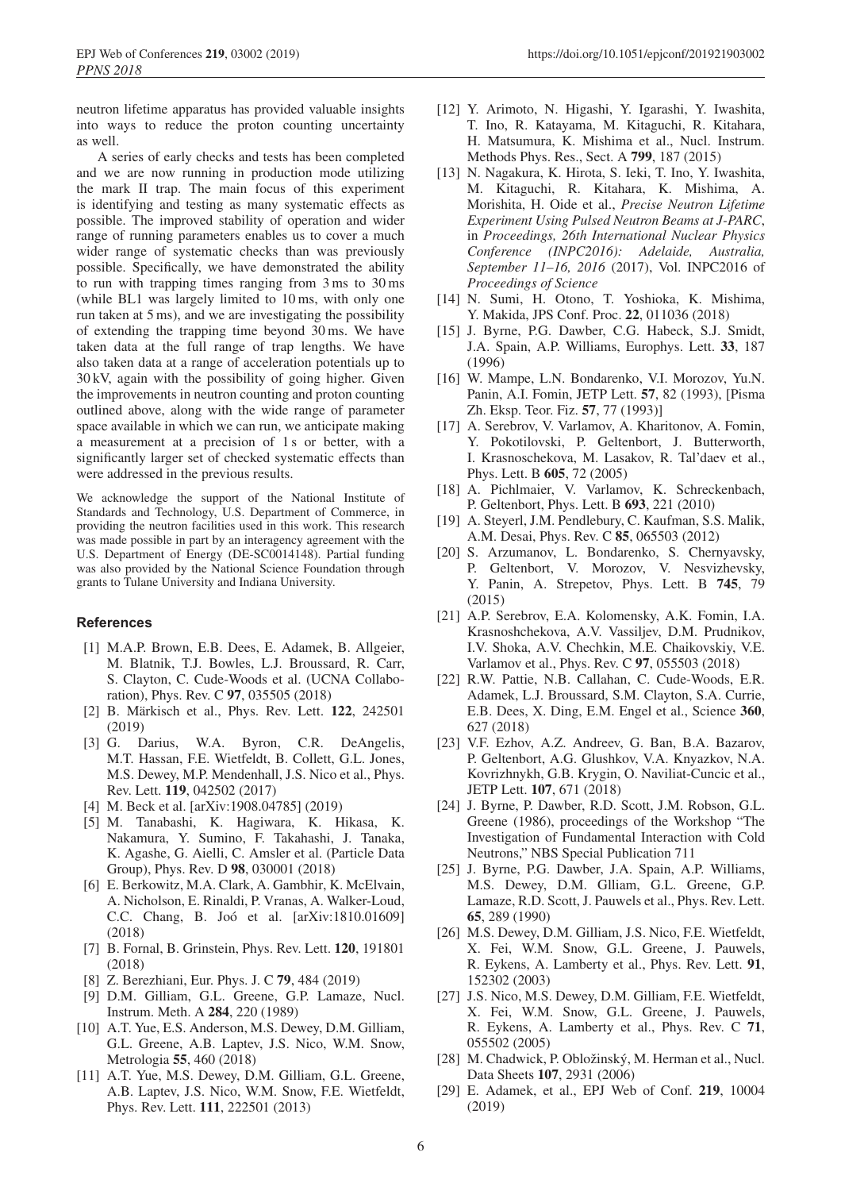neutron lifetime apparatus has provided valuable insights into ways to reduce the proton counting uncertainty as well.

A series of early checks and tests has been completed and we are now running in production mode utilizing the mark II trap. The main focus of this experiment is identifying and testing as many systematic effects as possible. The improved stability of operation and wider range of running parameters enables us to cover a much wider range of systematic checks than was previously possible. Specifically, we have demonstrated the ability to run with trapping times ranging from 3 ms to 30 ms (while BL1 was largely limited to 10 ms, with only one run taken at 5 ms), and we are investigating the possibility of extending the trapping time beyond 30 ms. We have taken data at the full range of trap lengths. We have also taken data at a range of acceleration potentials up to 30 kV, again with the possibility of going higher. Given the improvements in neutron counting and proton counting outlined above, along with the wide range of parameter space available in which we can run, we anticipate making a measurement at a precision of 1 s or better, with a significantly larger set of checked systematic effects than were addressed in the previous results.

We acknowledge the support of the National Institute of Standards and Technology, U.S. Department of Commerce, in providing the neutron facilities used in this work. This research was made possible in part by an interagency agreement with the U.S. Department of Energy (DE-SC0014148). Partial funding was also provided by the National Science Foundation through grants to Tulane University and Indiana University.

## References

[1] M.A.P. Brown, E.B. Dees, E. Adamek, B. Allgeier, M. Blatnik, T.J. Bowles, L.J. Broussard, R. Carr, S. Clayton, C. Cude-Woods et al. (UCNA Collaboration), Phys. Rev. C **97**, 035505 (2018)

[2] B. Märkisch et al., Phys. Rev. Lett. **122**, 242501 (2019)

[3] G. Darius, W.A. Byron, C.R. DeAngelis, M.T. Hassan, F.E. Wietfeldt, B. Collett, G.L. Jones, M.S. Dewey, M.P. Mendenhall, J.S. Nico et al., Phys. Rev. Lett. **119**, 042502 (2017)

[4] M. Beck et al. [arXiv:1908.04785] (2019)

[5] M. Tanabashi, K. Hagiwara, K. Hikasa, K. Nakamura, Y. Sumino, F. Takahashi, J. Tanaka, K. Agashe, G. Aielli, C. Amsler et al. (Particle Data Group), Phys. Rev. D **98**, 030001 (2018)

[6] E. Berkowitz, M.A. Clark, A. Gambhir, K. McElvain, A. Nicholson, E. Rinaldi, P. Vranas, A. Walker-Loud, C.C. Chang, B. Joó et al. [arXiv:1810.01609] (2018)

[7] B. Fornal, B. Grinstein, Phys. Rev. Lett. **120**, 191801 (2018)

[8] Z. Berezhiani, Eur. Phys. J. C **79**, 484 (2019)

[9] D.M. Gilliam, G.L. Greene, G.P. Lamaze, Nucl. Instrum. Meth. A **284**, 220 (1989)

[10] A.T. Yue, E.S. Anderson, M.S. Dewey, D.M. Gilliam, G.L. Greene, A.B. Laptev, J.S. Nico, W.M. Snow, Metrologia **55**, 460 (2018)

[11] A.T. Yue, M.S. Dewey, D.M. Gilliam, G.L. Greene, A.B. Laptev, J.S. Nico, W.M. Snow, F.E. Wietfeldt, Phys. Rev. Lett. **111**, 222501 (2013)

[12] Y. Arimoto, N. Higashi, Y. Igarashi, Y. Iwashita, T. Ino, R. Katayama, M. Kitaguchi, R. Kitahara, H. Matsumura, K. Mishima et al., Nucl. Instrum. Methods Phys. Res., Sect. A **799**, 187 (2015)

[13] N. Nagakura, K. Hirota, S. Ieki, T. Ino, Y. Iwashita, M. Kitaguchi, R. Kitahara, K. Mishima, A. Morishita, H. Oide et al., *Precise Neutron Lifetime Experiment Using Pulsed Neutron Beams at J-PARC*, in *Proceedings, 26th International Nuclear Physics Conference (INPC2016): Adelaide, Australia, September 11–16, 2016* (2017), Vol. INPC2016 of *Proceedings of Science*

[14] N. Sumi, H. Otono, T. Yoshioka, K. Mishima, Y. Makida, JPS Conf. Proc. **22**, 011036 (2018)

[15] J. Byrne, P.G. Dawber, C.G. Habeck, S.J. Smidt, J.A. Spain, A.P. Williams, Europhys. Lett. **33**, 187 (1996)

[16] W. Mampe, L.N. Bondarenko, V.I. Morozov, Yu.N. Panin, A.I. Fomin, JETP Lett. **57**, 82 (1993), [Pisma Zh. Eksp. Teor. Fiz. **57**, 77 (1993)]

[17] A. Serebrov, V. Varlamov, A. Kharitonov, A. Fomin, Y. Pokotilovski, P. Geltenbort, J. Butterworth, I. Krasnoschekova, M. Lasakov, R. Tal'daev et al., Phys. Lett. B **605**, 72 (2005)

[18] A. Pichlmaier, V. Varlamov, K. Schreckenbach, P. Geltenbort, Phys. Lett. B **693**, 221 (2010)

[19] A. Steyerl, J.M. Pendlebury, C. Kaufman, S.S. Malik, A.M. Desai, Phys. Rev. C **85**, 065503 (2012)

[20] S. Arzumanov, L. Bondarenko, S. Chernyavsky, P. Geltenbort, V. Morozov, V. Nesvizhevsky, Y. Panin, A. Strepetov, Phys. Lett. B **745**, 79 (2015)

[21] A.P. Serebrov, E.A. Kolomensky, A.K. Fomin, I.A. Krasnoshchekova, A.V. Vassiljev, D.M. Prudnikov, I.V. Shoka, A.V. Chechkin, M.E. Chaikovskiy, V.E. Varlamov et al., Phys. Rev. C **97**, 055503 (2018)

[22] R.W. Pattie, N.B. Callahan, C. Cude-Woods, E.R. Adamek, L.J. Broussard, S.M. Clayton, S.A. Currie, E.B. Dees, X. Ding, E.M. Engel et al., Science **360**, 627 (2018)

[23] V.F. Ezhov, A.Z. Andreev, G. Ban, B.A. Bazarov, P. Geltenbort, A.G. Glushkov, V.A. Knyazkov, N.A. Kovrizhnykh, G.B. Krygin, O. Naviliat-Cuncic et al., JETP Lett. **107**, 671 (2018)

[24] J. Byrne, P. Dawber, R.D. Scott, J.M. Robson, G.L. Greene (1986), proceedings of the Workshop "The Investigation of Fundamental Interaction with Cold Neutrons," NBS Special Publication 711

[25] J. Byrne, P.G. Dawber, J.A. Spain, A.P. Williams, M.S. Dewey, D.M. Glliam, G.L. Greene, G.P. Lamaze, R.D. Scott, J. Pauwels et al., Phys. Rev. Lett. **65**, 289 (1990)

[26] M.S. Dewey, D.M. Gilliam, J.S. Nico, F.E. Wietfeldt, X. Fei, W.M. Snow, G.L. Greene, J. Pauwels, R. Eykens, A. Lamberty et al., Phys. Rev. Lett. **91**, 152302 (2003)

[27] J.S. Nico, M.S. Dewey, D.M. Gilliam, F.E. Wietfeldt, X. Fei, W.M. Snow, G.L. Greene, J. Pauwels, R. Eykens, A. Lamberty et al., Phys. Rev. C **71**, 055502 (2005)

[28] M. Chadwick, P. Obložinský, M. Herman et al., Nucl. Data Sheets **107**, 2931 (2006)

[29] E. Adamek, et al., EPJ Web of Conf. **219**, 10004 (2019)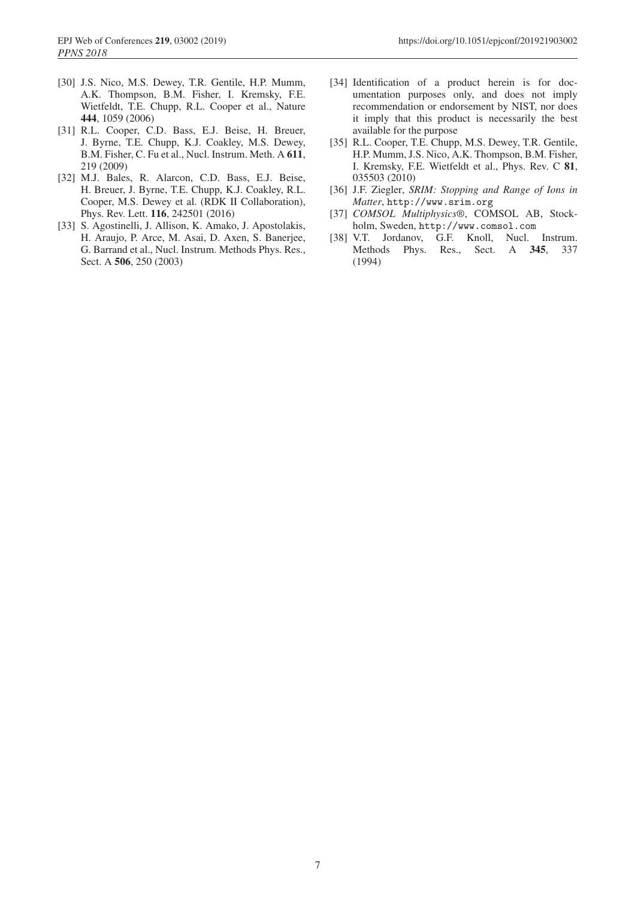[30] J.S. Nico, M.S. Dewey, T.R. Gentile, H.P. Mumm, A.K. Thompson, B.M. Fisher, I. Kremsky, F.E. Wietfeldt, T.E. Chupp, R.L. Cooper et al., Nature **444**, 1059 (2006)

[31] R.L. Cooper, C.D. Bass, E.J. Beise, H. Breuer, J. Byrne, T.E. Chupp, K.J. Coakley, M.S. Dewey, B.M. Fisher, C. Fu et al., Nucl. Instrum. Meth. A **611**, 219 (2009)

[32] M.J. Bales, R. Alarcon, C.D. Bass, E.J. Beise, H. Breuer, J. Byrne, T.E. Chupp, K.J. Coakley, R.L. Cooper, M.S. Dewey et al. (RDK II Collaboration), Phys. Rev. Lett. **116**, 242501 (2016)

[33] S. Agostinelli, J. Allison, K. Amako, J. Apostolakis, H. Araujo, P. Arce, M. Asai, D. Axen, S. Banerjee, G. Barrand et al., Nucl. Instrum. Methods Phys. Res., Sect. A **506**, 250 (2003)

[34] Identification of a product herein is for documentation purposes only, and does not imply recommendation or endorsement by NIST, nor does it imply that this product is necessarily the best available for the purpose

[35] R.L. Cooper, T.E. Chupp, M.S. Dewey, T.R. Gentile, H.P. Mumm, J.S. Nico, A.K. Thompson, B.M. Fisher, I. Kremsky, F.E. Wietfeldt et al., Phys. Rev. C **81**, 035503 (2010)

[36] J.F. Ziegler, *SRIM: Stopping and Range of Ions in Matter*, http://www.srim.org

[37] *COMSOL Multiphysics®*, COMSOL AB, Stockholm, Sweden, http://www.comsol.com

[38] V.T. Jordanov, G.F. Knoll, Nucl. Instrum. Methods Phys. Res., Sect. A **345**, 337 (1994)